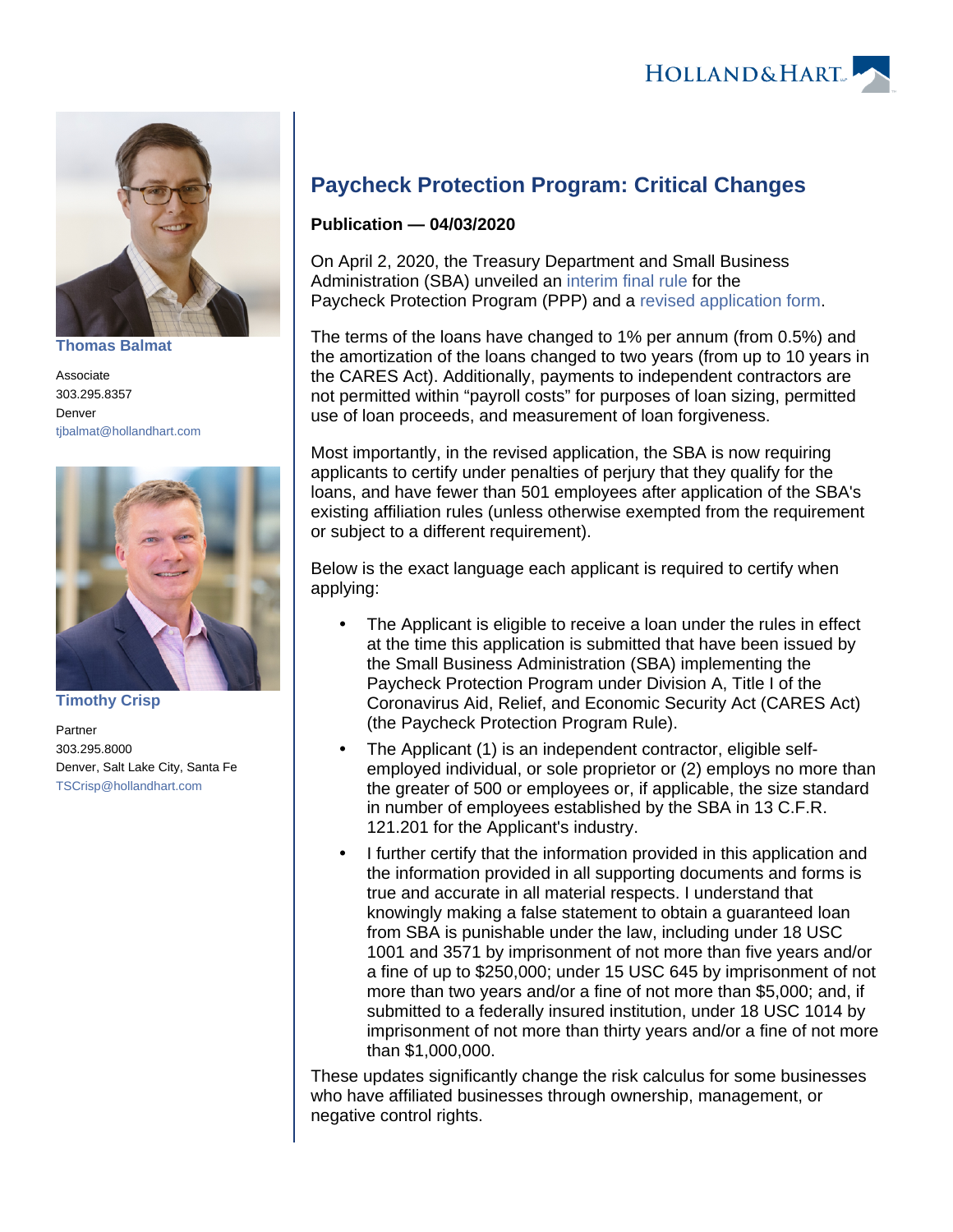**Thomas Balmat**

Associate
303.295.8357
Denver
tjbalmat@hollandhart.com

**Timothy Crisp**

Partner
303.295.8000
Denver, Salt Lake City, Santa Fe
TSCrisp@hollandhart.com

# Paycheck Protection Program: Critical Changes

**Publication — 04/03/2020**

On April 2, 2020, the Treasury Department and Small Business Administration (SBA) unveiled an interim final rule for the Paycheck Protection Program (PPP) and a revised application form.

The terms of the loans have changed to 1% per annum (from 0.5%) and the amortization of the loans changed to two years (from up to 10 years in the CARES Act). Additionally, payments to independent contractors are not permitted within "payroll costs" for purposes of loan sizing, permitted use of loan proceeds, and measurement of loan forgiveness.

Most importantly, in the revised application, the SBA is now requiring applicants to certify under penalties of perjury that they qualify for the loans, and have fewer than 501 employees after application of the SBA's existing affiliation rules (unless otherwise exempted from the requirement or subject to a different requirement).

Below is the exact language each applicant is required to certify when applying:

- The Applicant is eligible to receive a loan under the rules in effect at the time this application is submitted that have been issued by the Small Business Administration (SBA) implementing the Paycheck Protection Program under Division A, Title I of the Coronavirus Aid, Relief, and Economic Security Act (CARES Act) (the Paycheck Protection Program Rule).
- The Applicant (1) is an independent contractor, eligible self-employed individual, or sole proprietor or (2) employs no more than the greater of 500 or employees or, if applicable, the size standard in number of employees established by the SBA in 13 C.F.R. 121.201 for the Applicant's industry.
- I further certify that the information provided in this application and the information provided in all supporting documents and forms is true and accurate in all material respects. I understand that knowingly making a false statement to obtain a guaranteed loan from SBA is punishable under the law, including under 18 USC 1001 and 3571 by imprisonment of not more than five years and/or a fine of up to $250,000; under 15 USC 645 by imprisonment of not more than two years and/or a fine of not more than $5,000; and, if submitted to a federally insured institution, under 18 USC 1014 by imprisonment of not more than thirty years and/or a fine of not more than $1,000,000.

These updates significantly change the risk calculus for some businesses who have affiliated businesses through ownership, management, or negative control rights.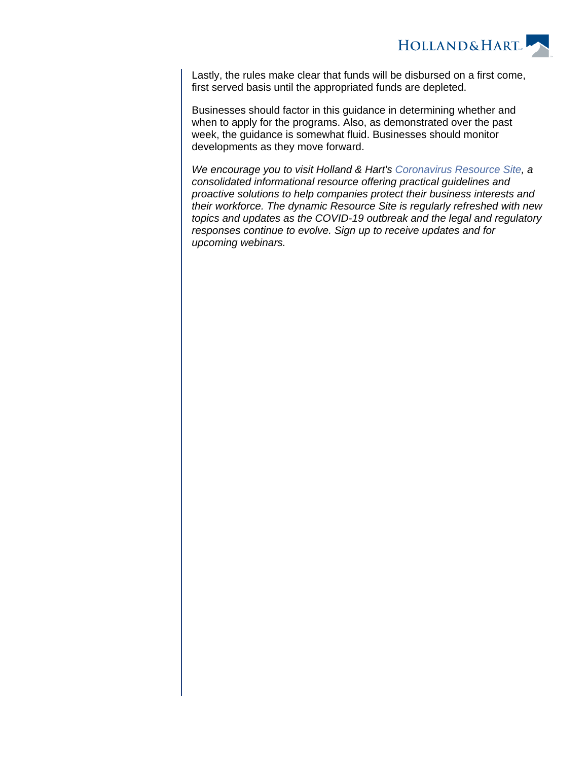Lastly, the rules make clear that funds will be disbursed on a first come, first served basis until the appropriated funds are depleted.

Businesses should factor in this guidance in determining whether and when to apply for the programs. Also, as demonstrated over the past week, the guidance is somewhat fluid. Businesses should monitor developments as they move forward.

*We encourage you to visit Holland & Hart's Coronavirus Resource Site, a consolidated informational resource offering practical guidelines and proactive solutions to help companies protect their business interests and their workforce. The dynamic Resource Site is regularly refreshed with new topics and updates as the COVID-19 outbreak and the legal and regulatory responses continue to evolve. Sign up to receive updates and for upcoming webinars.*